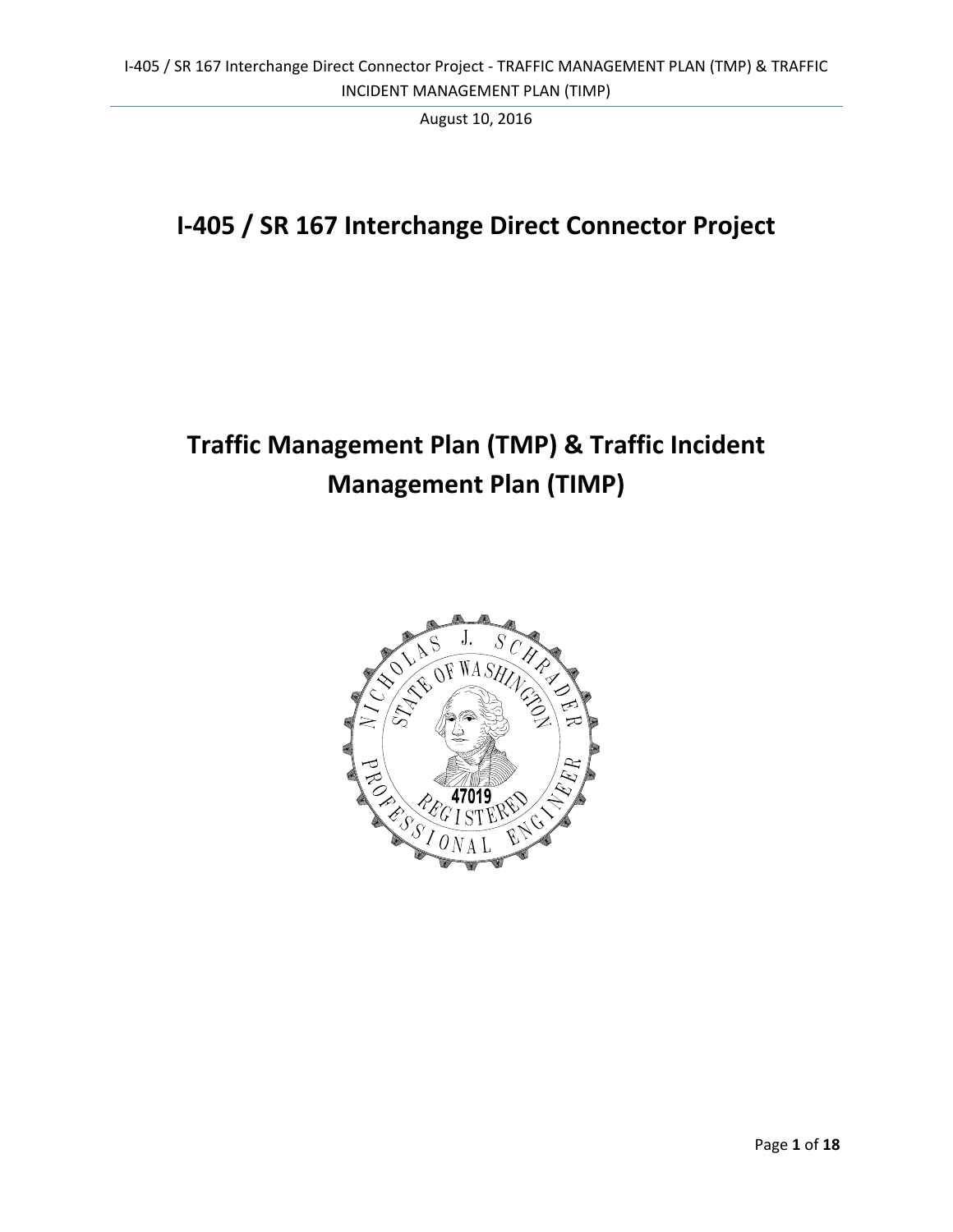August 10, 2016

# I-405 / SR 167 Interchange Direct Connector Project

# Traffic Management Plan (TMP) & Traffic Incident Management Plan (TIMP)

NICHOLAS J. SCHRADER
STATE OF WASHINGTON
47019
REGISTERED
PROFESSIONAL ENGINEER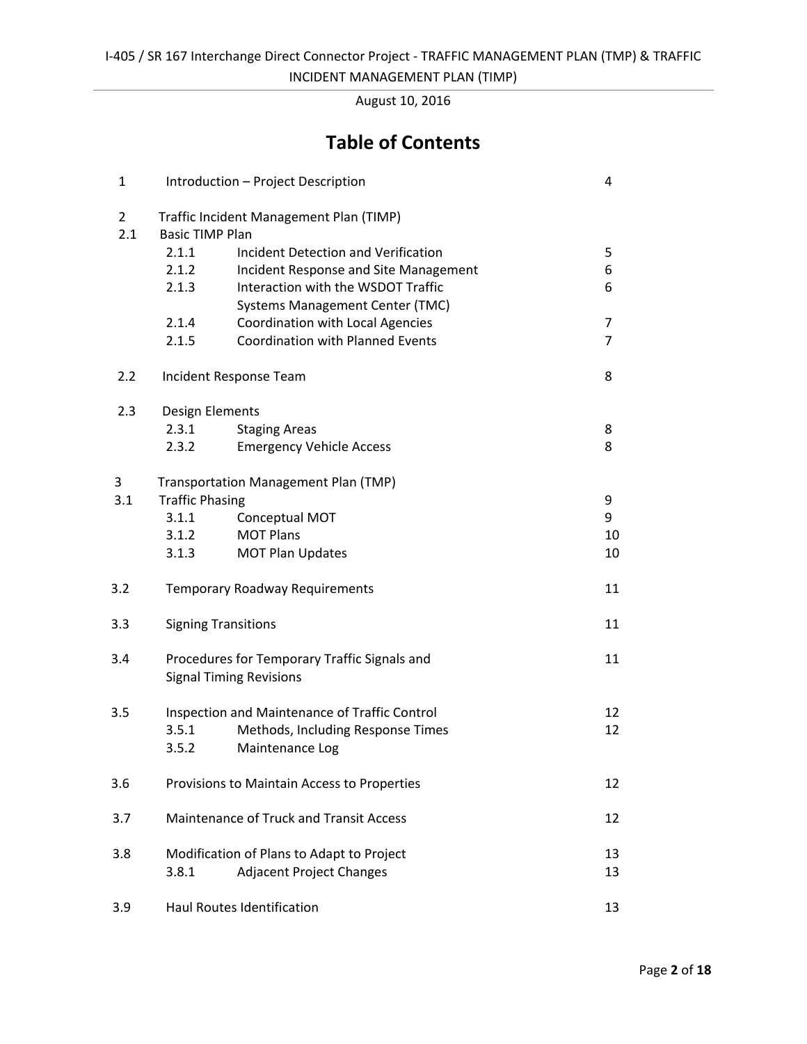# Table of Contents

| | | | |
|---|---|---|---|
| 1 | Introduction – Project Description | | 4 |
| 2 | Traffic Incident Management Plan (TIMP) | | |
| 2.1 | Basic TIMP Plan | | |
| | 2.1.1 | Incident Detection and Verification | 5 |
| | 2.1.2 | Incident Response and Site Management | 6 |
| | 2.1.3 | Interaction with the WSDOT Traffic Systems Management Center (TMC) | 6 |
| | 2.1.4 | Coordination with Local Agencies | 7 |
| | 2.1.5 | Coordination with Planned Events | 7 |
| 2.2 | Incident Response Team | | 8 |
| 2.3 | Design Elements | | |
| | 2.3.1 | Staging Areas | 8 |
| | 2.3.2 | Emergency Vehicle Access | 8 |
| 3 | Transportation Management Plan (TMP) | | |
| 3.1 | Traffic Phasing | | 9 |
| | 3.1.1 | Conceptual MOT | 9 |
| | 3.1.2 | MOT Plans | 10 |
| | 3.1.3 | MOT Plan Updates | 10 |
| 3.2 | Temporary Roadway Requirements | | 11 |
| 3.3 | Signing Transitions | | 11 |
| 3.4 | Procedures for Temporary Traffic Signals and Signal Timing Revisions | | 11 |
| 3.5 | Inspection and Maintenance of Traffic Control | | 12 |
| | 3.5.1 | Methods, Including Response Times | 12 |
| | 3.5.2 | Maintenance Log | |
| 3.6 | Provisions to Maintain Access to Properties | | 12 |
| 3.7 | Maintenance of Truck and Transit Access | | 12 |
| 3.8 | Modification of Plans to Adapt to Project | | 13 |
| | 3.8.1 | Adjacent Project Changes | 13 |
| 3.9 | Haul Routes Identification | | 13 |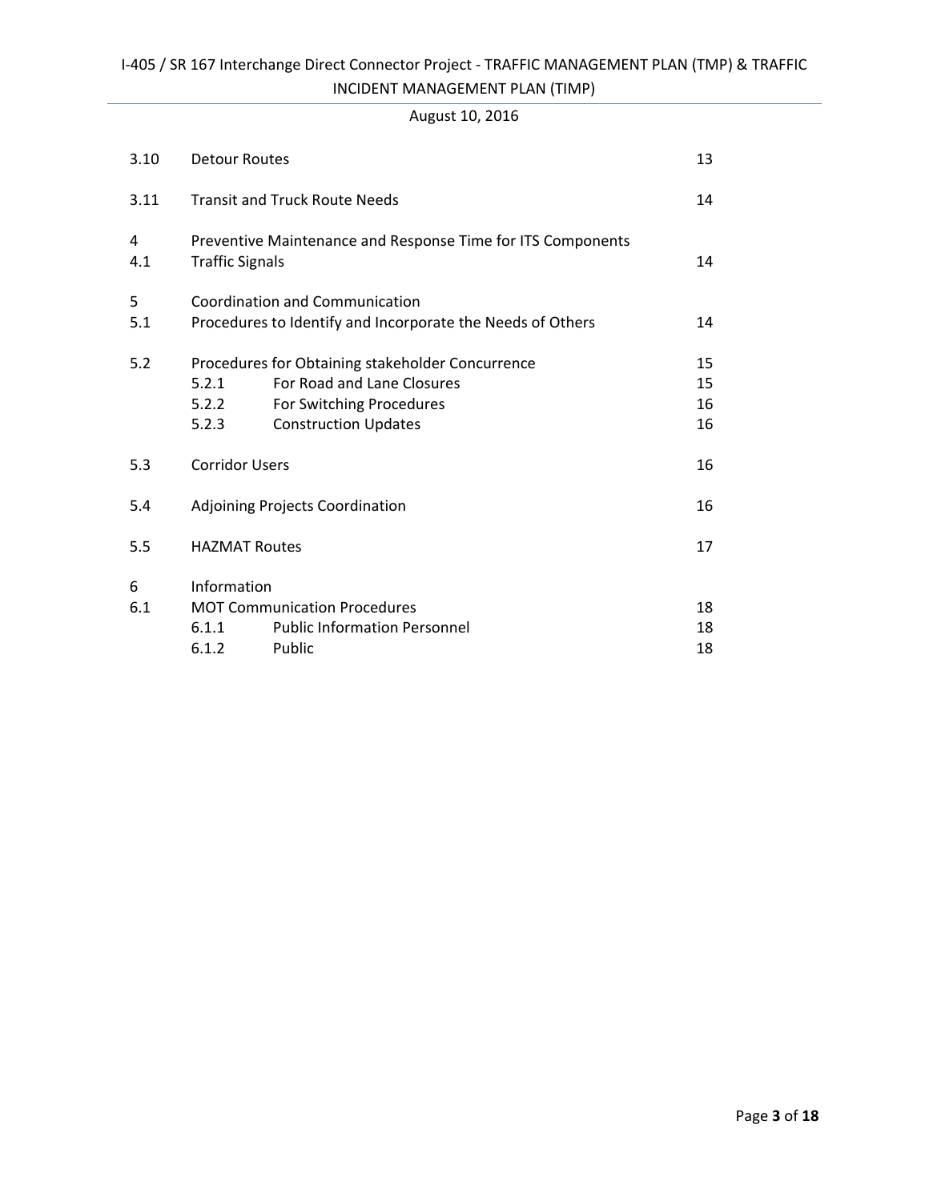| | | |
|---|---|---|
| 3.10 | Detour Routes | 13 |
| 3.11 | Transit and Truck Route Needs | 14 |
| 4 | Preventive Maintenance and Response Time for ITS Components | |
| 4.1 | Traffic Signals | 14 |
| 5 | Coordination and Communication | |
| 5.1 | Procedures to Identify and Incorporate the Needs of Others | 14 |
| 5.2 | Procedures for Obtaining stakeholder Concurrence | 15 |
| | 5.2.1 For Road and Lane Closures | 15 |
| | 5.2.2 For Switching Procedures | 16 |
| | 5.2.3 Construction Updates | 16 |
| 5.3 | Corridor Users | 16 |
| 5.4 | Adjoining Projects Coordination | 16 |
| 5.5 | HAZMAT Routes | 17 |
| 6 | Information | |
| 6.1 | MOT Communication Procedures | 18 |
| | 6.1.1 Public Information Personnel | 18 |
| | 6.1.2 Public | 18 |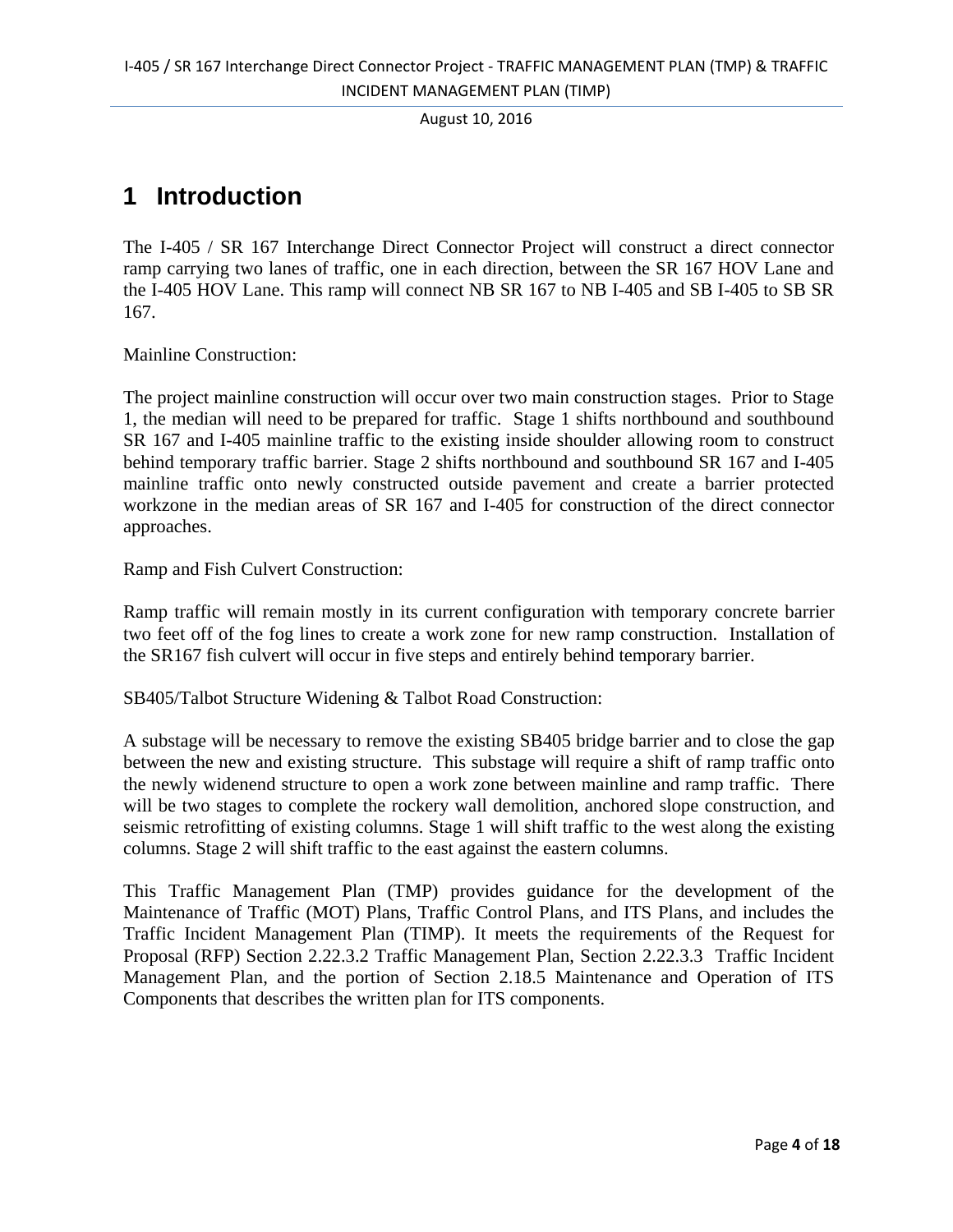# 1 Introduction

The I-405 / SR 167 Interchange Direct Connector Project will construct a direct connector ramp carrying two lanes of traffic, one in each direction, between the SR 167 HOV Lane and the I-405 HOV Lane. This ramp will connect NB SR 167 to NB I-405 and SB I-405 to SB SR 167.

Mainline Construction:

The project mainline construction will occur over two main construction stages. Prior to Stage 1, the median will need to be prepared for traffic. Stage 1 shifts northbound and southbound SR 167 and I-405 mainline traffic to the existing inside shoulder allowing room to construct behind temporary traffic barrier. Stage 2 shifts northbound and southbound SR 167 and I-405 mainline traffic onto newly constructed outside pavement and create a barrier protected workzone in the median areas of SR 167 and I-405 for construction of the direct connector approaches.

Ramp and Fish Culvert Construction:

Ramp traffic will remain mostly in its current configuration with temporary concrete barrier two feet off of the fog lines to create a work zone for new ramp construction. Installation of the SR167 fish culvert will occur in five steps and entirely behind temporary barrier.

SB405/Talbot Structure Widening & Talbot Road Construction:

A substage will be necessary to remove the existing SB405 bridge barrier and to close the gap between the new and existing structure. This substage will require a shift of ramp traffic onto the newly widenend structure to open a work zone between mainline and ramp traffic. There will be two stages to complete the rockery wall demolition, anchored slope construction, and seismic retrofitting of existing columns. Stage 1 will shift traffic to the west along the existing columns. Stage 2 will shift traffic to the east against the eastern columns.

This Traffic Management Plan (TMP) provides guidance for the development of the Maintenance of Traffic (MOT) Plans, Traffic Control Plans, and ITS Plans, and includes the Traffic Incident Management Plan (TIMP). It meets the requirements of the Request for Proposal (RFP) Section 2.22.3.2 Traffic Management Plan, Section 2.22.3.3 Traffic Incident Management Plan, and the portion of Section 2.18.5 Maintenance and Operation of ITS Components that describes the written plan for ITS components.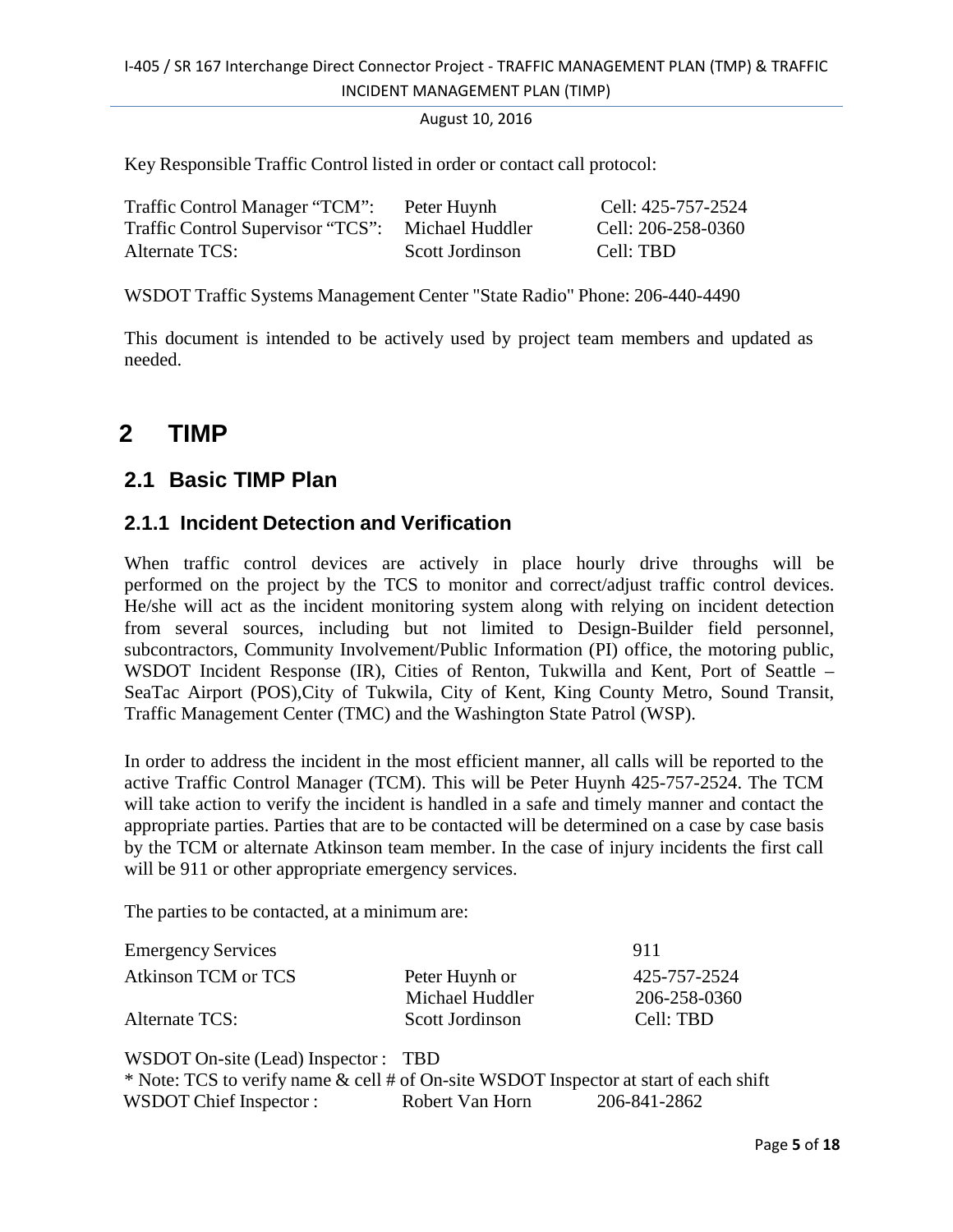Key Responsible Traffic Control listed in order or contact call protocol:

| | | |
|---|---|---|
| Traffic Control Manager "TCM": | Peter Huynh | Cell: 425-757-2524 |
| Traffic Control Supervisor "TCS": | Michael Huddler | Cell: 206-258-0360 |
| Alternate TCS: | Scott Jordinson | Cell: TBD |

WSDOT Traffic Systems Management Center "State Radio" Phone: 206-440-4490

This document is intended to be actively used by project team members and updated as needed.

# 2 TIMP

## 2.1 Basic TIMP Plan

### 2.1.1 Incident Detection and Verification

When traffic control devices are actively in place hourly drive throughs will be performed on the project by the TCS to monitor and correct/adjust traffic control devices. He/she will act as the incident monitoring system along with relying on incident detection from several sources, including but not limited to Design-Builder field personnel, subcontractors, Community Involvement/Public Information (PI) office, the motoring public, WSDOT Incident Response (IR), Cities of Renton, Tukwilla and Kent, Port of Seattle – SeaTac Airport (POS),City of Tukwila, City of Kent, King County Metro, Sound Transit, Traffic Management Center (TMC) and the Washington State Patrol (WSP).

In order to address the incident in the most efficient manner, all calls will be reported to the active Traffic Control Manager (TCM). This will be Peter Huynh 425-757-2524. The TCM will take action to verify the incident is handled in a safe and timely manner and contact the appropriate parties. Parties that are to be contacted will be determined on a case by case basis by the TCM or alternate Atkinson team member. In the case of injury incidents the first call will be 911 or other appropriate emergency services.

The parties to be contacted, at a minimum are:

| | | |
|---|---|---|
| Emergency Services | | 911 |
| Atkinson TCM or TCS | Peter Huynh or<br>Michael Huddler | 425-757-2524<br>206-258-0360 |
| Alternate TCS: | Scott Jordinson | Cell: TBD |

WSDOT On-site (Lead) Inspector : TBD

* Note: TCS to verify name & cell # of On-site WSDOT Inspector at start of each shift

WSDOT Chief Inspector : Robert Van Horn 206-841-2862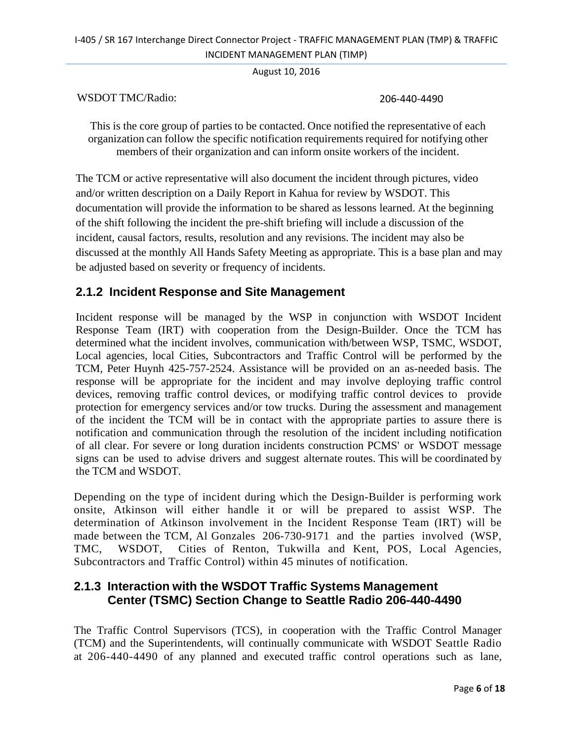WSDOT TMC/Radio: 206-440-4490

This is the core group of parties to be contacted. Once notified the representative of each organization can follow the specific notification requirements required for notifying other members of their organization and can inform onsite workers of the incident.

The TCM or active representative will also document the incident through pictures, video and/or written description on a Daily Report in Kahua for review by WSDOT. This documentation will provide the information to be shared as lessons learned. At the beginning of the shift following the incident the pre-shift briefing will include a discussion of the incident, causal factors, results, resolution and any revisions. The incident may also be discussed at the monthly All Hands Safety Meeting as appropriate. This is a base plan and may be adjusted based on severity or frequency of incidents.

### 2.1.2 Incident Response and Site Management

Incident response will be managed by the WSP in conjunction with WSDOT Incident Response Team (IRT) with cooperation from the Design-Builder. Once the TCM has determined what the incident involves, communication with/between WSP, TSMC, WSDOT, Local agencies, local Cities, Subcontractors and Traffic Control will be performed by the TCM, Peter Huynh 425-757-2524. Assistance will be provided on an as-needed basis. The response will be appropriate for the incident and may involve deploying traffic control devices, removing traffic control devices, or modifying traffic control devices to provide protection for emergency services and/or tow trucks. During the assessment and management of the incident the TCM will be in contact with the appropriate parties to assure there is notification and communication through the resolution of the incident including notification of all clear. For severe or long duration incidents construction PCMS' or WSDOT message signs can be used to advise drivers and suggest alternate routes. This will be coordinated by the TCM and WSDOT.

Depending on the type of incident during which the Design-Builder is performing work onsite, Atkinson will either handle it or will be prepared to assist WSP. The determination of Atkinson involvement in the Incident Response Team (IRT) will be made between the TCM, Al Gonzales 206-730-9171 and the parties involved (WSP, TMC, WSDOT, Cities of Renton, Tukwilla and Kent, POS, Local Agencies, Subcontractors and Traffic Control) within 45 minutes of notification.

### 2.1.3 Interaction with the WSDOT Traffic Systems Management Center (TSMC) Section Change to Seattle Radio 206-440-4490

The Traffic Control Supervisors (TCS), in cooperation with the Traffic Control Manager (TCM) and the Superintendents, will continually communicate with WSDOT Seattle Radio at 206-440-4490 of any planned and executed traffic control operations such as lane,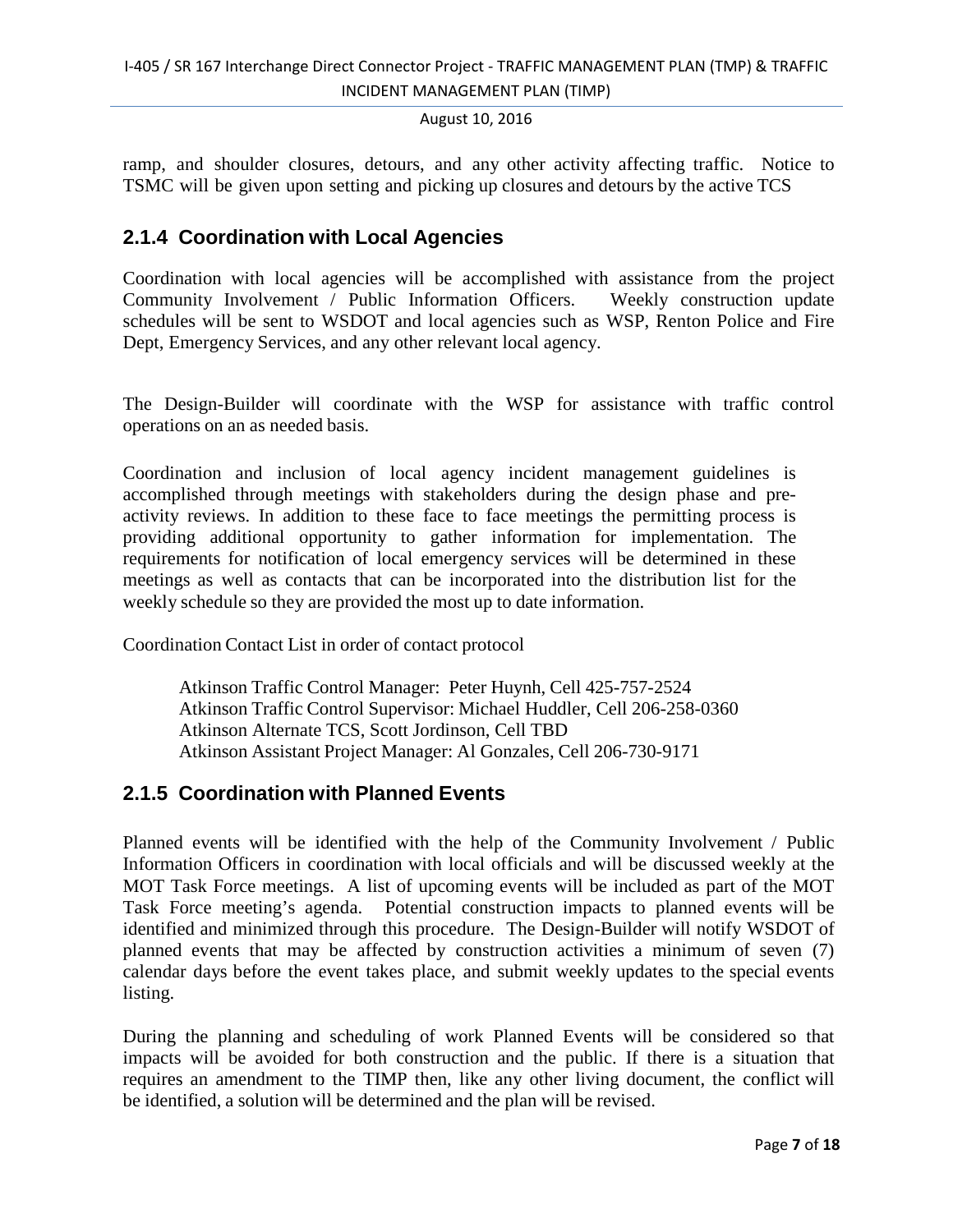ramp, and shoulder closures, detours, and any other activity affecting traffic. Notice to TSMC will be given upon setting and picking up closures and detours by the active TCS

### 2.1.4 Coordination with Local Agencies

Coordination with local agencies will be accomplished with assistance from the project Community Involvement / Public Information Officers. Weekly construction update schedules will be sent to WSDOT and local agencies such as WSP, Renton Police and Fire Dept, Emergency Services, and any other relevant local agency.

The Design-Builder will coordinate with the WSP for assistance with traffic control operations on an as needed basis.

Coordination and inclusion of local agency incident management guidelines is accomplished through meetings with stakeholders during the design phase and pre-activity reviews. In addition to these face to face meetings the permitting process is providing additional opportunity to gather information for implementation. The requirements for notification of local emergency services will be determined in these meetings as well as contacts that can be incorporated into the distribution list for the weekly schedule so they are provided the most up to date information.

Coordination Contact List in order of contact protocol

Atkinson Traffic Control Manager: Peter Huynh, Cell 425-757-2524
Atkinson Traffic Control Supervisor: Michael Huddler, Cell 206-258-0360
Atkinson Alternate TCS, Scott Jordinson, Cell TBD
Atkinson Assistant Project Manager: Al Gonzales, Cell 206-730-9171

### 2.1.5 Coordination with Planned Events

Planned events will be identified with the help of the Community Involvement / Public Information Officers in coordination with local officials and will be discussed weekly at the MOT Task Force meetings. A list of upcoming events will be included as part of the MOT Task Force meeting's agenda. Potential construction impacts to planned events will be identified and minimized through this procedure. The Design-Builder will notify WSDOT of planned events that may be affected by construction activities a minimum of seven (7) calendar days before the event takes place, and submit weekly updates to the special events listing.

During the planning and scheduling of work Planned Events will be considered so that impacts will be avoided for both construction and the public. If there is a situation that requires an amendment to the TIMP then, like any other living document, the conflict will be identified, a solution will be determined and the plan will be revised.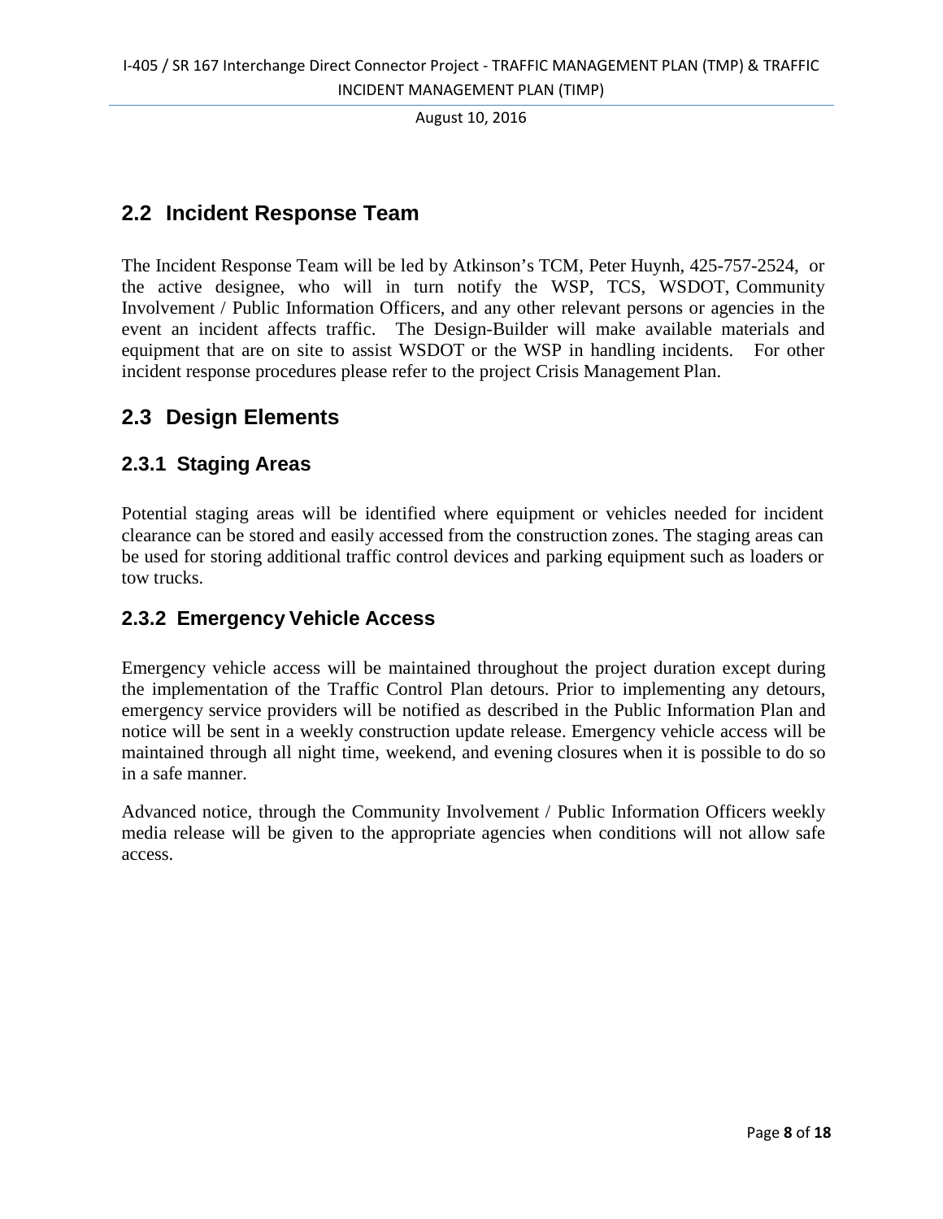## 2.2 Incident Response Team

The Incident Response Team will be led by Atkinson's TCM, Peter Huynh, 425-757-2524, or the active designee, who will in turn notify the WSP, TCS, WSDOT, Community Involvement / Public Information Officers, and any other relevant persons or agencies in the event an incident affects traffic. The Design-Builder will make available materials and equipment that are on site to assist WSDOT or the WSP in handling incidents. For other incident response procedures please refer to the project Crisis Management Plan.

## 2.3 Design Elements

### 2.3.1 Staging Areas

Potential staging areas will be identified where equipment or vehicles needed for incident clearance can be stored and easily accessed from the construction zones. The staging areas can be used for storing additional traffic control devices and parking equipment such as loaders or tow trucks.

### 2.3.2 Emergency Vehicle Access

Emergency vehicle access will be maintained throughout the project duration except during the implementation of the Traffic Control Plan detours. Prior to implementing any detours, emergency service providers will be notified as described in the Public Information Plan and notice will be sent in a weekly construction update release. Emergency vehicle access will be maintained through all night time, weekend, and evening closures when it is possible to do so in a safe manner.

Advanced notice, through the Community Involvement / Public Information Officers weekly media release will be given to the appropriate agencies when conditions will not allow safe access.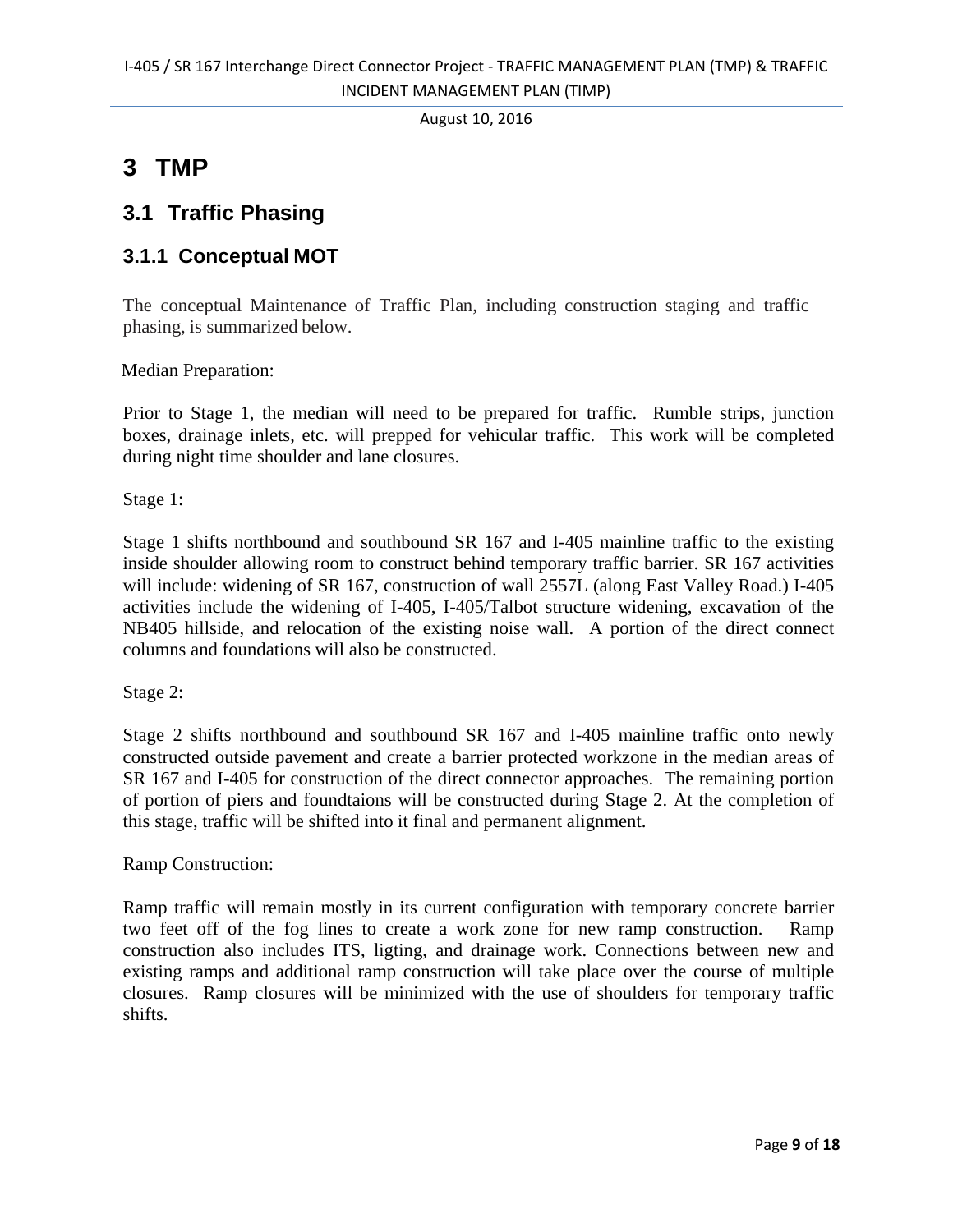# 3 TMP

## 3.1 Traffic Phasing

### 3.1.1 Conceptual MOT

The conceptual Maintenance of Traffic Plan, including construction staging and traffic phasing, is summarized below.

Median Preparation:

Prior to Stage 1, the median will need to be prepared for traffic. Rumble strips, junction boxes, drainage inlets, etc. will prepped for vehicular traffic. This work will be completed during night time shoulder and lane closures.

Stage 1:

Stage 1 shifts northbound and southbound SR 167 and I-405 mainline traffic to the existing inside shoulder allowing room to construct behind temporary traffic barrier. SR 167 activities will include: widening of SR 167, construction of wall 2557L (along East Valley Road.) I-405 activities include the widening of I-405, I-405/Talbot structure widening, excavation of the NB405 hillside, and relocation of the existing noise wall. A portion of the direct connect columns and foundations will also be constructed.

Stage 2:

Stage 2 shifts northbound and southbound SR 167 and I-405 mainline traffic onto newly constructed outside pavement and create a barrier protected workzone in the median areas of SR 167 and I-405 for construction of the direct connector approaches. The remaining portion of portion of piers and foundtaions will be constructed during Stage 2. At the completion of this stage, traffic will be shifted into it final and permanent alignment.

Ramp Construction:

Ramp traffic will remain mostly in its current configuration with temporary concrete barrier two feet off of the fog lines to create a work zone for new ramp construction. Ramp construction also includes ITS, ligting, and drainage work. Connections between new and existing ramps and additional ramp construction will take place over the course of multiple closures. Ramp closures will be minimized with the use of shoulders for temporary traffic shifts.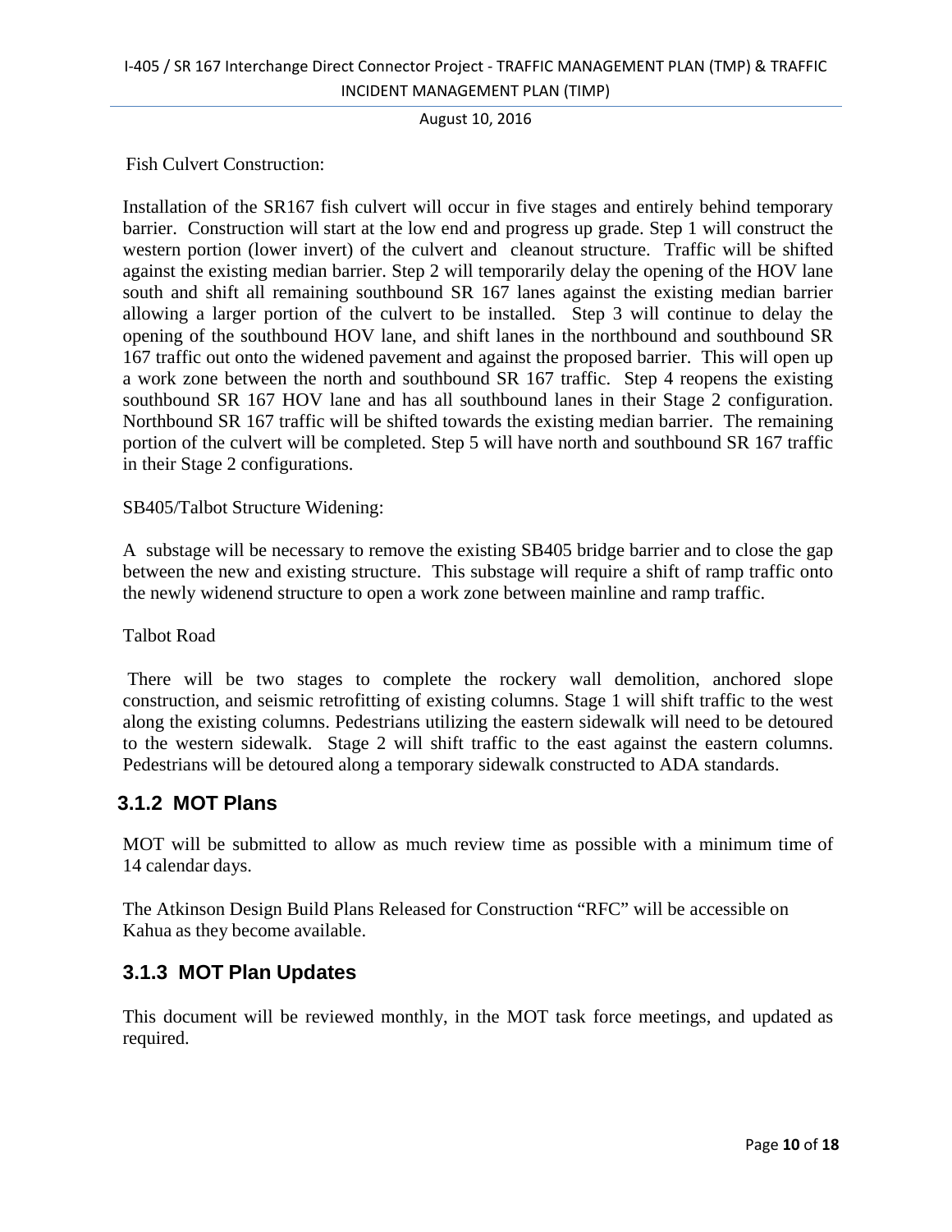Fish Culvert Construction:

Installation of the SR167 fish culvert will occur in five stages and entirely behind temporary barrier. Construction will start at the low end and progress up grade. Step 1 will construct the western portion (lower invert) of the culvert and cleanout structure. Traffic will be shifted against the existing median barrier. Step 2 will temporarily delay the opening of the HOV lane south and shift all remaining southbound SR 167 lanes against the existing median barrier allowing a larger portion of the culvert to be installed. Step 3 will continue to delay the opening of the southbound HOV lane, and shift lanes in the northbound and southbound SR 167 traffic out onto the widened pavement and against the proposed barrier. This will open up a work zone between the north and southbound SR 167 traffic. Step 4 reopens the existing southbound SR 167 HOV lane and has all southbound lanes in their Stage 2 configuration. Northbound SR 167 traffic will be shifted towards the existing median barrier. The remaining portion of the culvert will be completed. Step 5 will have north and southbound SR 167 traffic in their Stage 2 configurations.

SB405/Talbot Structure Widening:

A substage will be necessary to remove the existing SB405 bridge barrier and to close the gap between the new and existing structure. This substage will require a shift of ramp traffic onto the newly widenend structure to open a work zone between mainline and ramp traffic.

Talbot Road

There will be two stages to complete the rockery wall demolition, anchored slope construction, and seismic retrofitting of existing columns. Stage 1 will shift traffic to the west along the existing columns. Pedestrians utilizing the eastern sidewalk will need to be detoured to the western sidewalk. Stage 2 will shift traffic to the east against the eastern columns. Pedestrians will be detoured along a temporary sidewalk constructed to ADA standards.

### 3.1.2 MOT Plans

MOT will be submitted to allow as much review time as possible with a minimum time of 14 calendar days.

The Atkinson Design Build Plans Released for Construction "RFC" will be accessible on Kahua as they become available.

### 3.1.3 MOT Plan Updates

This document will be reviewed monthly, in the MOT task force meetings, and updated as required.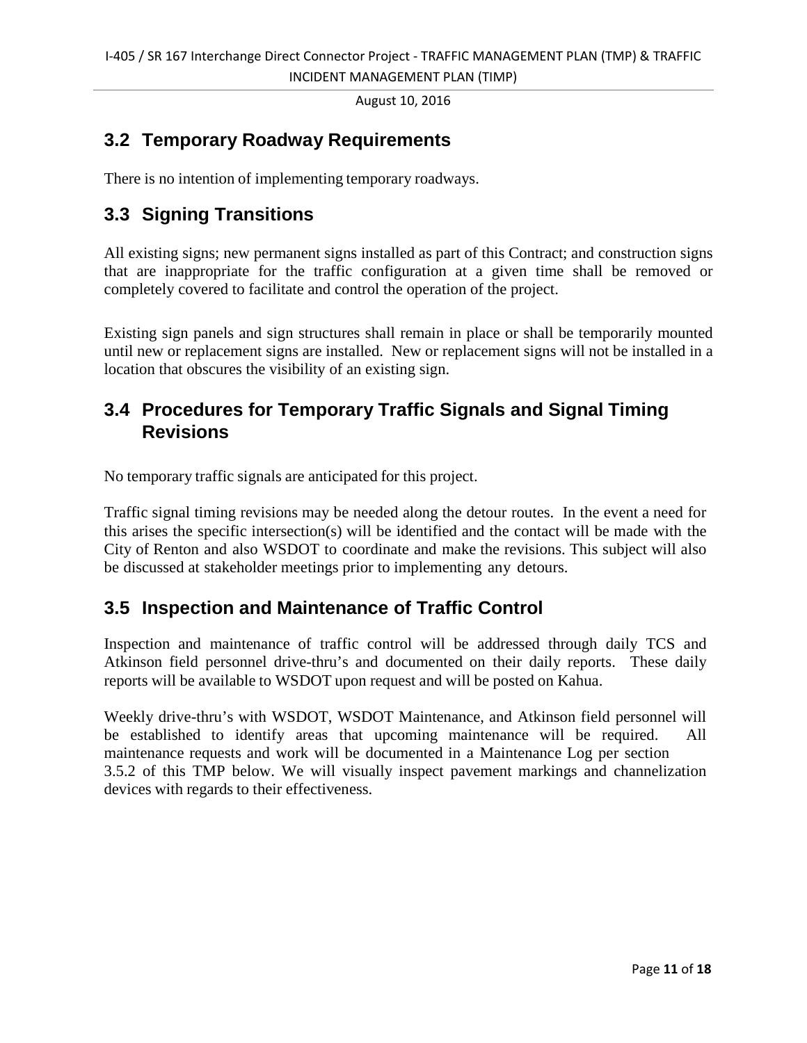## 3.2 Temporary Roadway Requirements

There is no intention of implementing temporary roadways.

## 3.3 Signing Transitions

All existing signs; new permanent signs installed as part of this Contract; and construction signs that are inappropriate for the traffic configuration at a given time shall be removed or completely covered to facilitate and control the operation of the project.

Existing sign panels and sign structures shall remain in place or shall be temporarily mounted until new or replacement signs are installed. New or replacement signs will not be installed in a location that obscures the visibility of an existing sign.

## 3.4 Procedures for Temporary Traffic Signals and Signal Timing Revisions

No temporary traffic signals are anticipated for this project.

Traffic signal timing revisions may be needed along the detour routes. In the event a need for this arises the specific intersection(s) will be identified and the contact will be made with the City of Renton and also WSDOT to coordinate and make the revisions. This subject will also be discussed at stakeholder meetings prior to implementing any detours.

## 3.5 Inspection and Maintenance of Traffic Control

Inspection and maintenance of traffic control will be addressed through daily TCS and Atkinson field personnel drive-thru's and documented on their daily reports. These daily reports will be available to WSDOT upon request and will be posted on Kahua.

Weekly drive-thru's with WSDOT, WSDOT Maintenance, and Atkinson field personnel will be established to identify areas that upcoming maintenance will be required. All maintenance requests and work will be documented in a Maintenance Log per section 3.5.2 of this TMP below. We will visually inspect pavement markings and channelization devices with regards to their effectiveness.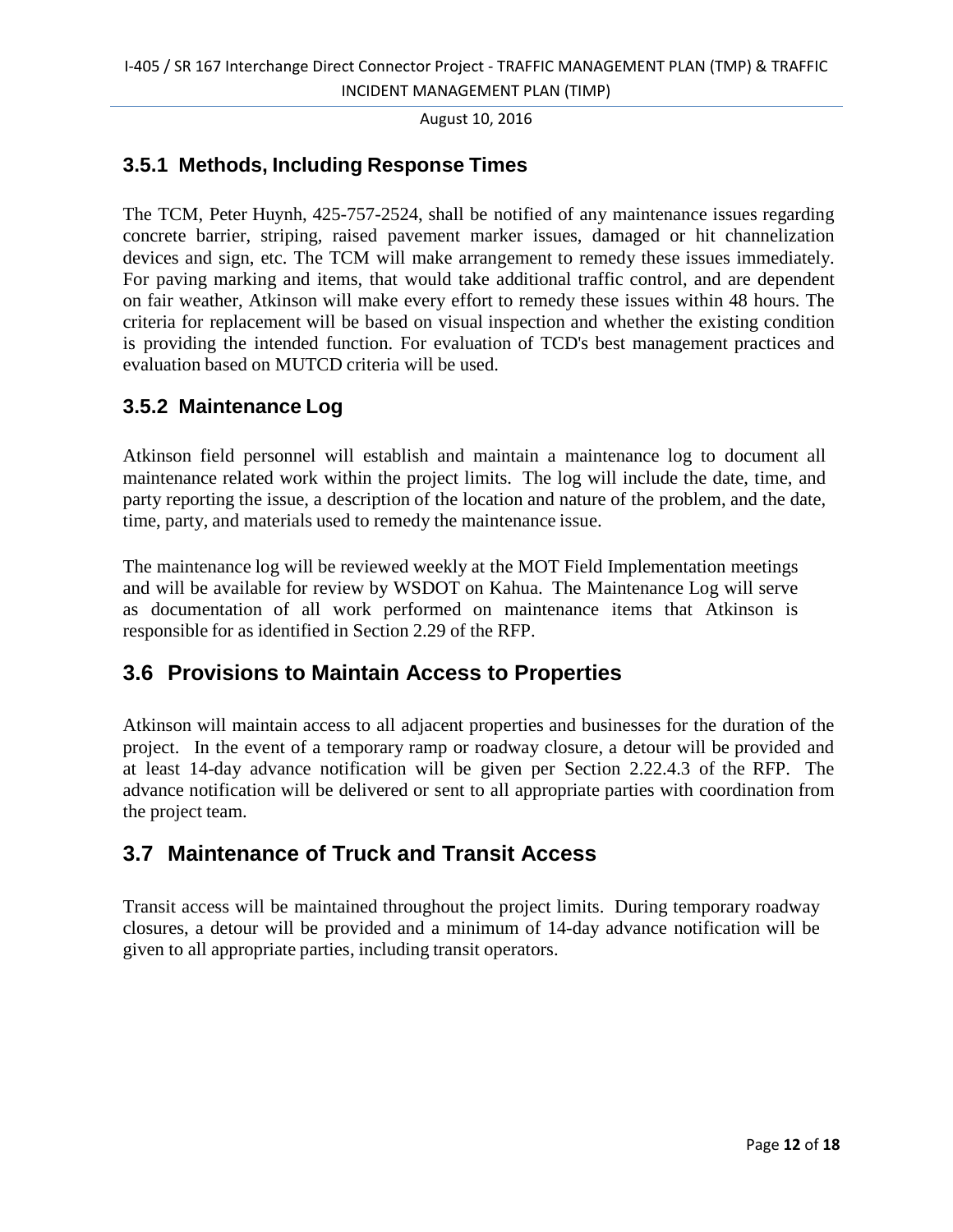### 3.5.1 Methods, Including Response Times

The TCM, Peter Huynh, 425-757-2524, shall be notified of any maintenance issues regarding concrete barrier, striping, raised pavement marker issues, damaged or hit channelization devices and sign, etc. The TCM will make arrangement to remedy these issues immediately. For paving marking and items, that would take additional traffic control, and are dependent on fair weather, Atkinson will make every effort to remedy these issues within 48 hours. The criteria for replacement will be based on visual inspection and whether the existing condition is providing the intended function. For evaluation of TCD's best management practices and evaluation based on MUTCD criteria will be used.

### 3.5.2 Maintenance Log

Atkinson field personnel will establish and maintain a maintenance log to document all maintenance related work within the project limits. The log will include the date, time, and party reporting the issue, a description of the location and nature of the problem, and the date, time, party, and materials used to remedy the maintenance issue.

The maintenance log will be reviewed weekly at the MOT Field Implementation meetings and will be available for review by WSDOT on Kahua. The Maintenance Log will serve as documentation of all work performed on maintenance items that Atkinson is responsible for as identified in Section 2.29 of the RFP.

## 3.6 Provisions to Maintain Access to Properties

Atkinson will maintain access to all adjacent properties and businesses for the duration of the project. In the event of a temporary ramp or roadway closure, a detour will be provided and at least 14-day advance notification will be given per Section 2.22.4.3 of the RFP. The advance notification will be delivered or sent to all appropriate parties with coordination from the project team.

## 3.7 Maintenance of Truck and Transit Access

Transit access will be maintained throughout the project limits. During temporary roadway closures, a detour will be provided and a minimum of 14-day advance notification will be given to all appropriate parties, including transit operators.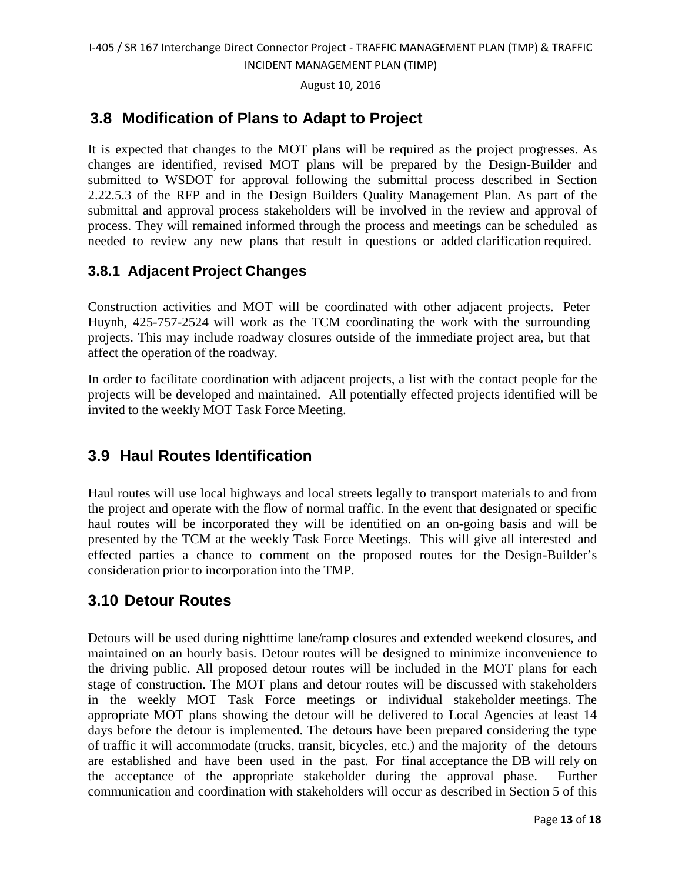## 3.8 Modification of Plans to Adapt to Project

It is expected that changes to the MOT plans will be required as the project progresses. As changes are identified, revised MOT plans will be prepared by the Design-Builder and submitted to WSDOT for approval following the submittal process described in Section 2.22.5.3 of the RFP and in the Design Builders Quality Management Plan. As part of the submittal and approval process stakeholders will be involved in the review and approval of process. They will remained informed through the process and meetings can be scheduled as needed to review any new plans that result in questions or added clarification required.

### 3.8.1 Adjacent Project Changes

Construction activities and MOT will be coordinated with other adjacent projects. Peter Huynh, 425-757-2524 will work as the TCM coordinating the work with the surrounding projects. This may include roadway closures outside of the immediate project area, but that affect the operation of the roadway.

In order to facilitate coordination with adjacent projects, a list with the contact people for the projects will be developed and maintained. All potentially effected projects identified will be invited to the weekly MOT Task Force Meeting.

## 3.9 Haul Routes Identification

Haul routes will use local highways and local streets legally to transport materials to and from the project and operate with the flow of normal traffic. In the event that designated or specific haul routes will be incorporated they will be identified on an on-going basis and will be presented by the TCM at the weekly Task Force Meetings. This will give all interested and effected parties a chance to comment on the proposed routes for the Design-Builder's consideration prior to incorporation into the TMP.

## 3.10 Detour Routes

Detours will be used during nighttime lane/ramp closures and extended weekend closures, and maintained on an hourly basis. Detour routes will be designed to minimize inconvenience to the driving public. All proposed detour routes will be included in the MOT plans for each stage of construction. The MOT plans and detour routes will be discussed with stakeholders in the weekly MOT Task Force meetings or individual stakeholder meetings. The appropriate MOT plans showing the detour will be delivered to Local Agencies at least 14 days before the detour is implemented. The detours have been prepared considering the type of traffic it will accommodate (trucks, transit, bicycles, etc.) and the majority of the detours are established and have been used in the past. For final acceptance the DB will rely on the acceptance of the appropriate stakeholder during the approval phase. Further communication and coordination with stakeholders will occur as described in Section 5 of this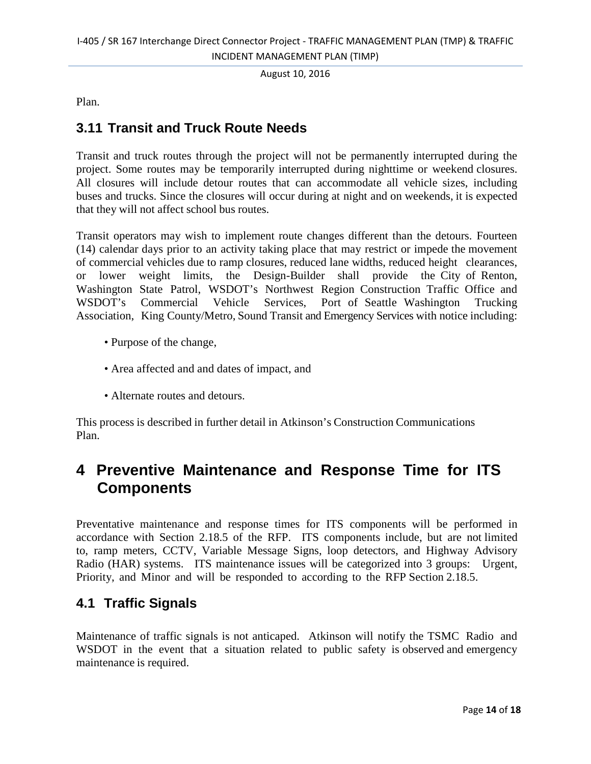Plan.

## 3.11 Transit and Truck Route Needs

Transit and truck routes through the project will not be permanently interrupted during the project. Some routes may be temporarily interrupted during nighttime or weekend closures. All closures will include detour routes that can accommodate all vehicle sizes, including buses and trucks. Since the closures will occur during at night and on weekends, it is expected that they will not affect school bus routes.

Transit operators may wish to implement route changes different than the detours. Fourteen (14) calendar days prior to an activity taking place that may restrict or impede the movement of commercial vehicles due to ramp closures, reduced lane widths, reduced height clearances, or lower weight limits, the Design-Builder shall provide the City of Renton, Washington State Patrol, WSDOT's Northwest Region Construction Traffic Office and WSDOT's Commercial Vehicle Services, Port of Seattle Washington Trucking Association, King County/Metro, Sound Transit and Emergency Services with notice including:

- Purpose of the change,
- Area affected and and dates of impact, and
- Alternate routes and detours.

This process is described in further detail in Atkinson's Construction Communications Plan.

# 4 Preventive Maintenance and Response Time for ITS Components

Preventative maintenance and response times for ITS components will be performed in accordance with Section 2.18.5 of the RFP. ITS components include, but are not limited to, ramp meters, CCTV, Variable Message Signs, loop detectors, and Highway Advisory Radio (HAR) systems. ITS maintenance issues will be categorized into 3 groups: Urgent, Priority, and Minor and will be responded to according to the RFP Section 2.18.5.

## 4.1 Traffic Signals

Maintenance of traffic signals is not anticaped. Atkinson will notify the TSMC Radio and WSDOT in the event that a situation related to public safety is observed and emergency maintenance is required.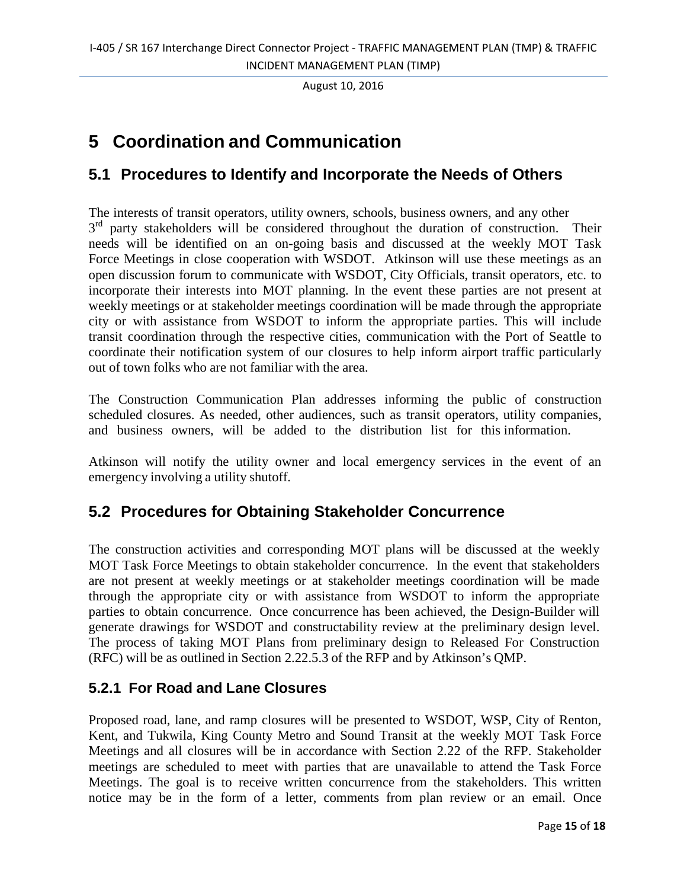# 5 Coordination and Communication

## 5.1 Procedures to Identify and Incorporate the Needs of Others

The interests of transit operators, utility owners, schools, business owners, and any other 3rd party stakeholders will be considered throughout the duration of construction. Their needs will be identified on an on-going basis and discussed at the weekly MOT Task Force Meetings in close cooperation with WSDOT. Atkinson will use these meetings as an open discussion forum to communicate with WSDOT, City Officials, transit operators, etc. to incorporate their interests into MOT planning. In the event these parties are not present at weekly meetings or at stakeholder meetings coordination will be made through the appropriate city or with assistance from WSDOT to inform the appropriate parties. This will include transit coordination through the respective cities, communication with the Port of Seattle to coordinate their notification system of our closures to help inform airport traffic particularly out of town folks who are not familiar with the area.

The Construction Communication Plan addresses informing the public of construction scheduled closures. As needed, other audiences, such as transit operators, utility companies, and business owners, will be added to the distribution list for this information.

Atkinson will notify the utility owner and local emergency services in the event of an emergency involving a utility shutoff.

## 5.2 Procedures for Obtaining Stakeholder Concurrence

The construction activities and corresponding MOT plans will be discussed at the weekly MOT Task Force Meetings to obtain stakeholder concurrence. In the event that stakeholders are not present at weekly meetings or at stakeholder meetings coordination will be made through the appropriate city or with assistance from WSDOT to inform the appropriate parties to obtain concurrence. Once concurrence has been achieved, the Design-Builder will generate drawings for WSDOT and constructability review at the preliminary design level. The process of taking MOT Plans from preliminary design to Released For Construction (RFC) will be as outlined in Section 2.22.5.3 of the RFP and by Atkinson's QMP.

### 5.2.1 For Road and Lane Closures

Proposed road, lane, and ramp closures will be presented to WSDOT, WSP, City of Renton, Kent, and Tukwila, King County Metro and Sound Transit at the weekly MOT Task Force Meetings and all closures will be in accordance with Section 2.22 of the RFP. Stakeholder meetings are scheduled to meet with parties that are unavailable to attend the Task Force Meetings. The goal is to receive written concurrence from the stakeholders. This written notice may be in the form of a letter, comments from plan review or an email. Once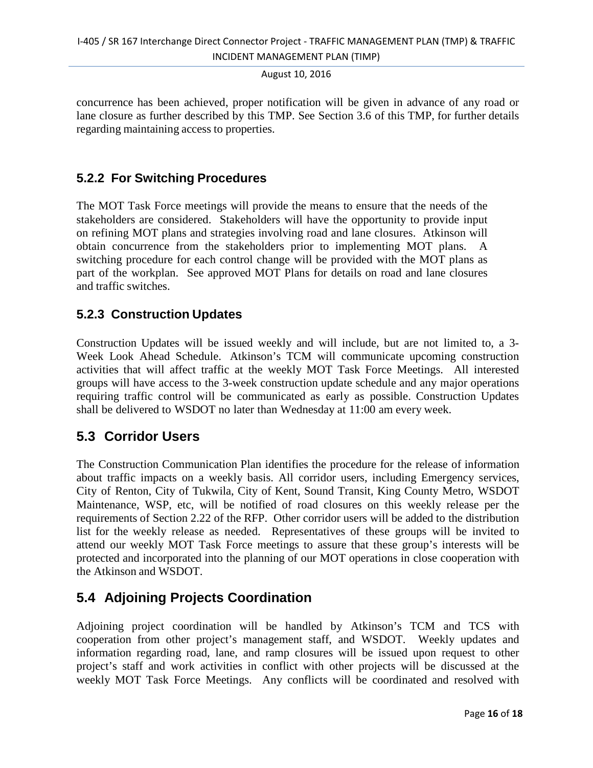concurrence has been achieved, proper notification will be given in advance of any road or lane closure as further described by this TMP. See Section 3.6 of this TMP, for further details regarding maintaining access to properties.

### 5.2.2 For Switching Procedures

The MOT Task Force meetings will provide the means to ensure that the needs of the stakeholders are considered. Stakeholders will have the opportunity to provide input on refining MOT plans and strategies involving road and lane closures. Atkinson will obtain concurrence from the stakeholders prior to implementing MOT plans. A switching procedure for each control change will be provided with the MOT plans as part of the workplan. See approved MOT Plans for details on road and lane closures and traffic switches.

### 5.2.3 Construction Updates

Construction Updates will be issued weekly and will include, but are not limited to, a 3-Week Look Ahead Schedule. Atkinson's TCM will communicate upcoming construction activities that will affect traffic at the weekly MOT Task Force Meetings. All interested groups will have access to the 3-week construction update schedule and any major operations requiring traffic control will be communicated as early as possible. Construction Updates shall be delivered to WSDOT no later than Wednesday at 11:00 am every week.

## 5.3 Corridor Users

The Construction Communication Plan identifies the procedure for the release of information about traffic impacts on a weekly basis. All corridor users, including Emergency services, City of Renton, City of Tukwila, City of Kent, Sound Transit, King County Metro, WSDOT Maintenance, WSP, etc, will be notified of road closures on this weekly release per the requirements of Section 2.22 of the RFP. Other corridor users will be added to the distribution list for the weekly release as needed. Representatives of these groups will be invited to attend our weekly MOT Task Force meetings to assure that these group's interests will be protected and incorporated into the planning of our MOT operations in close cooperation with the Atkinson and WSDOT.

## 5.4 Adjoining Projects Coordination

Adjoining project coordination will be handled by Atkinson's TCM and TCS with cooperation from other project's management staff, and WSDOT. Weekly updates and information regarding road, lane, and ramp closures will be issued upon request to other project's staff and work activities in conflict with other projects will be discussed at the weekly MOT Task Force Meetings. Any conflicts will be coordinated and resolved with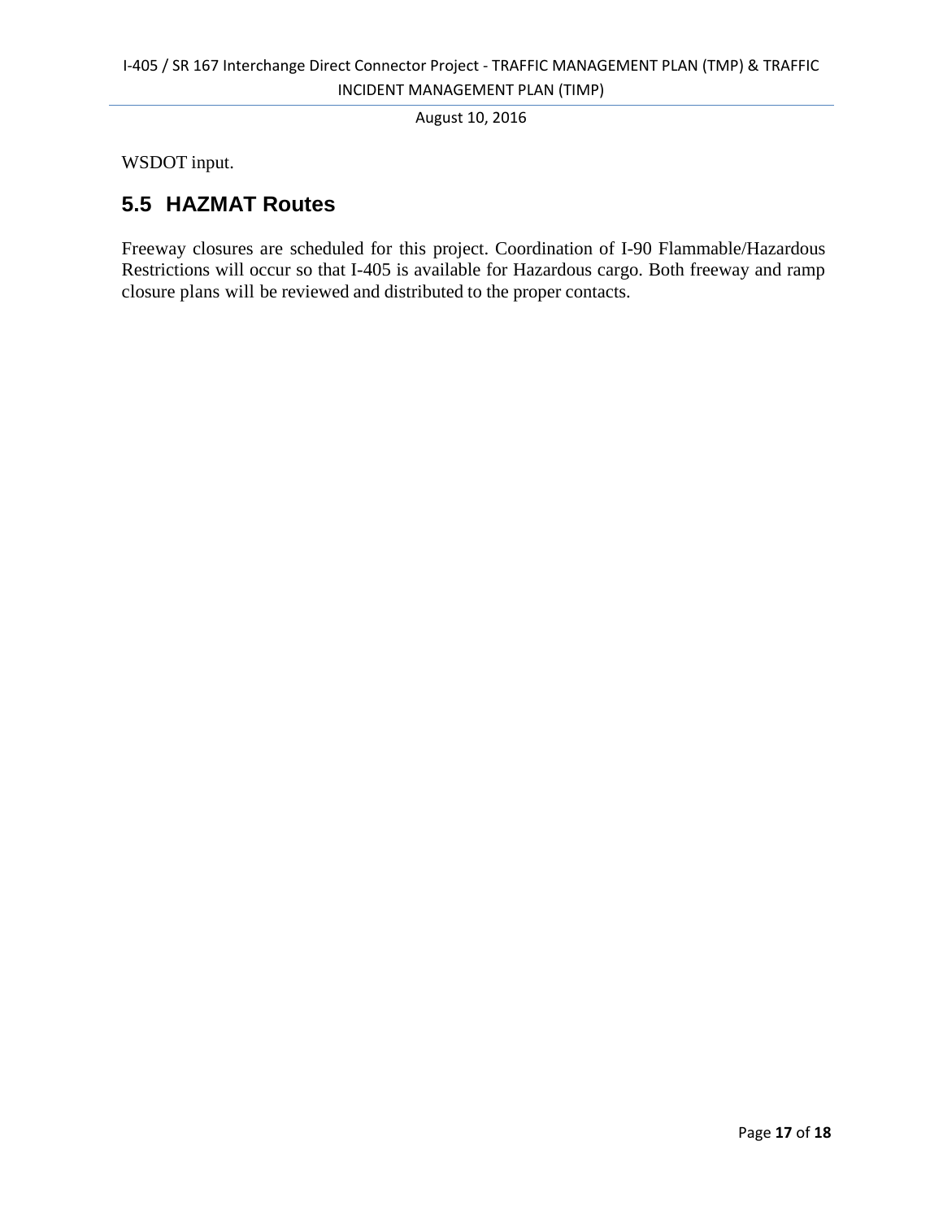WSDOT input.

## 5.5 HAZMAT Routes

Freeway closures are scheduled for this project. Coordination of I-90 Flammable/Hazardous Restrictions will occur so that I-405 is available for Hazardous cargo. Both freeway and ramp closure plans will be reviewed and distributed to the proper contacts.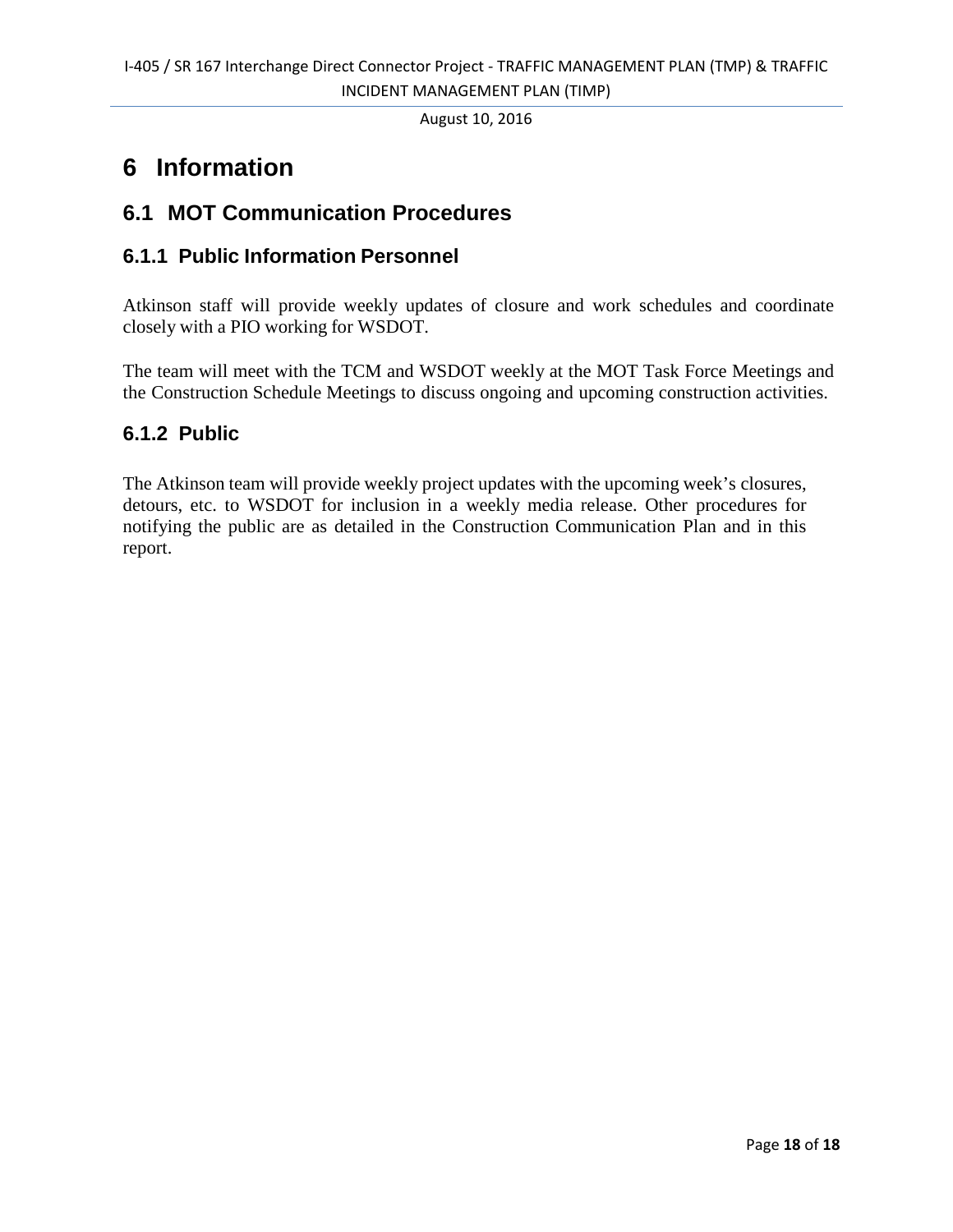# 6 Information

## 6.1 MOT Communication Procedures

### 6.1.1 Public Information Personnel

Atkinson staff will provide weekly updates of closure and work schedules and coordinate closely with a PIO working for WSDOT.

The team will meet with the TCM and WSDOT weekly at the MOT Task Force Meetings and the Construction Schedule Meetings to discuss ongoing and upcoming construction activities.

### 6.1.2 Public

The Atkinson team will provide weekly project updates with the upcoming week's closures, detours, etc. to WSDOT for inclusion in a weekly media release. Other procedures for notifying the public are as detailed in the Construction Communication Plan and in this report.